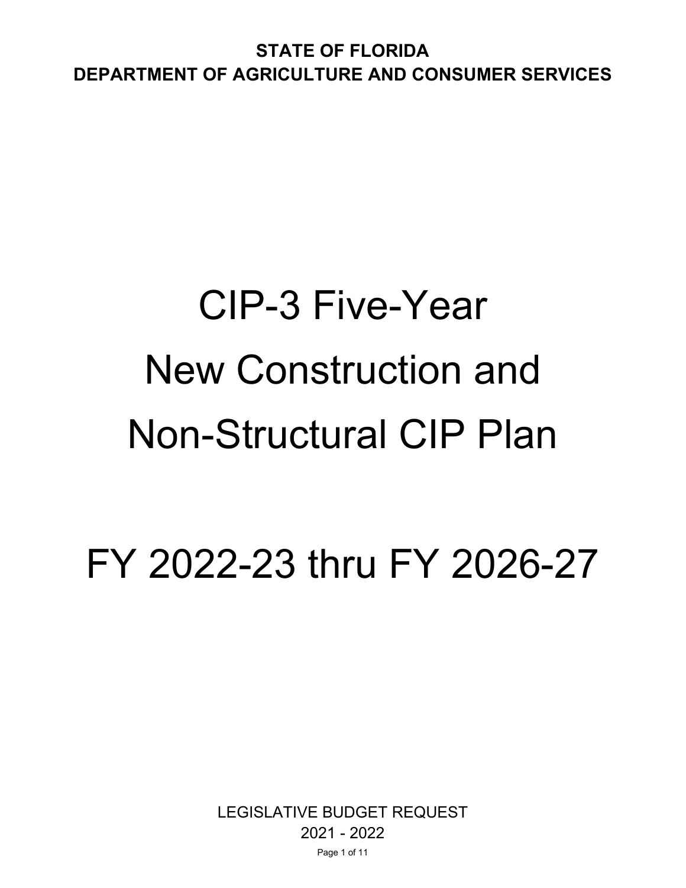**STATE OF FLORIDA**
**DEPARTMENT OF AGRICULTURE AND CONSUMER SERVICES**

# CIP-3 Five-Year New Construction and Non-Structural CIP Plan

# FY 2022-23 thru FY 2026-27

LEGISLATIVE BUDGET REQUEST
2021 - 2022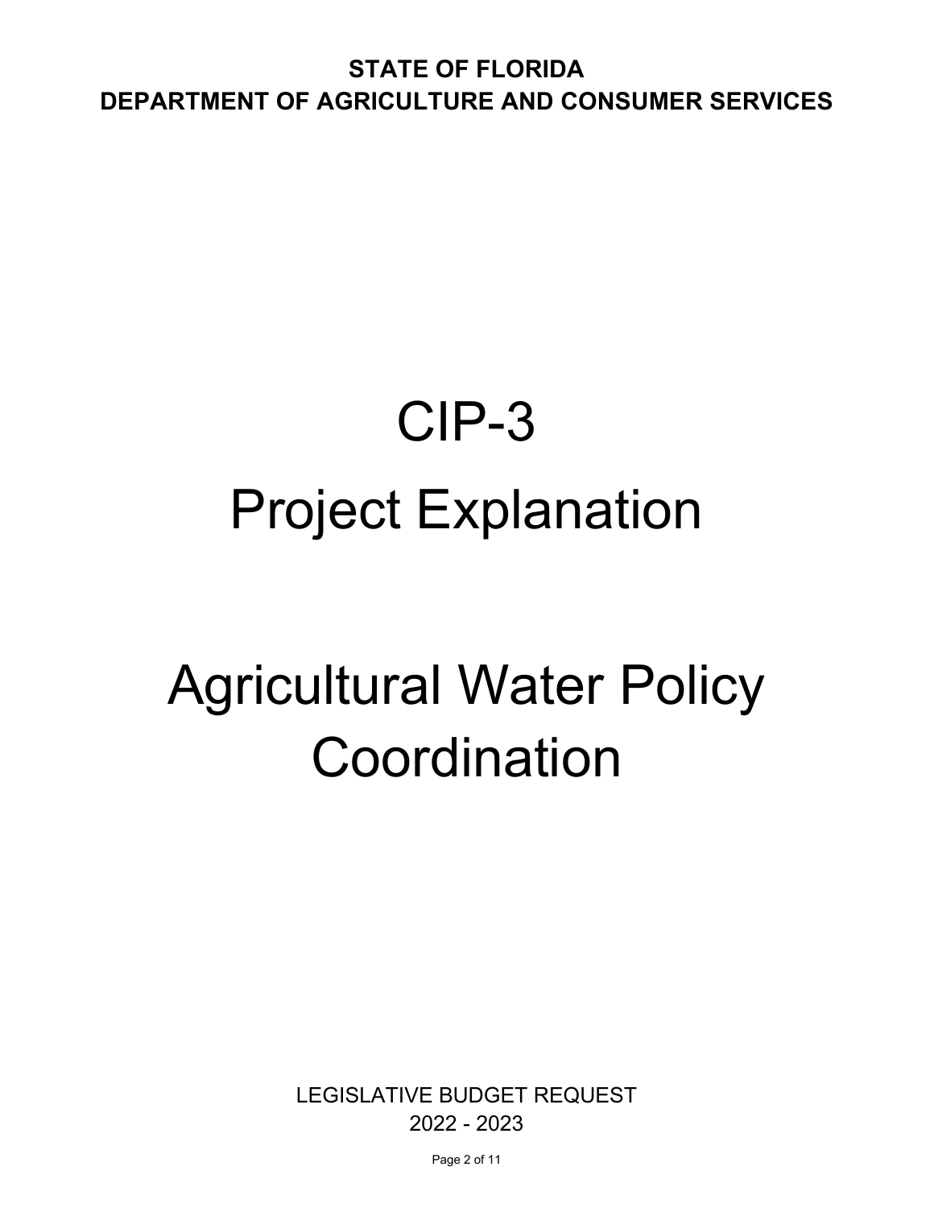**STATE OF FLORIDA**
**DEPARTMENT OF AGRICULTURE AND CONSUMER SERVICES**

# CIP-3

# Project Explanation

# Agricultural Water Policy Coordination

LEGISLATIVE BUDGET REQUEST
2022 - 2023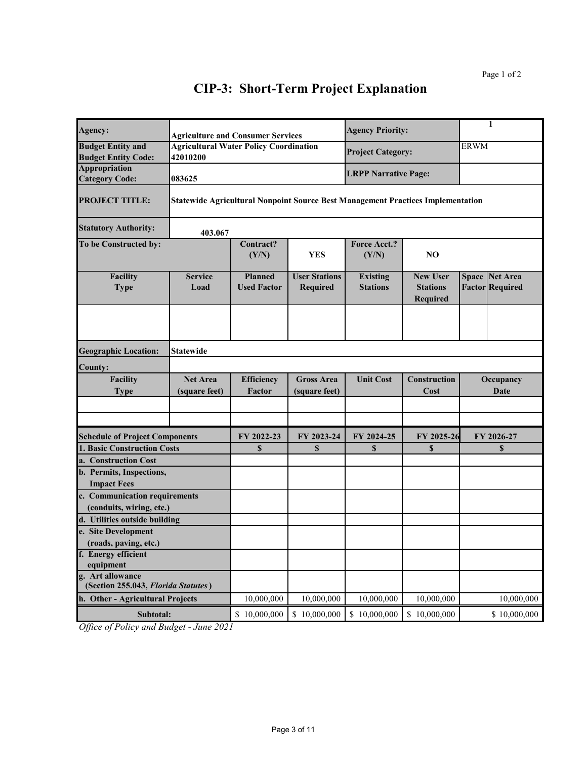# CIP-3: Short-Term Project Explanation

| | | | | | | | |
|---|---|---|---|---|---|---|---|
| **Agency:** | Agriculture and Consumer Services | | | **Agency Priority:** | | 1 | |
| **Budget Entity and Budget Entity Code:** | Agricultural Water Policy Coordination 42010200 | | | **Project Category:** | | ERWM | |
| **Appropriation Category Code:** | 083625 | | | **LRPP Narrative Page:** | | | |
| **PROJECT TITLE:** | Statewide Agricultural Nonpoint Source Best Management Practices Implementation | | | | | | |
| **Statutory Authority:** | 403.067 | | | | | | |
| **To be Constructed by:** | | **Contract? (Y/N)** | YES | **Force Acct.? (Y/N)** | NO | | |
| **Facility Type** | **Service Load** | **Planned Used Factor** | **User Stations Required** | **Existing Stations** | **New User Stations Required** | **Space Factor** | **Net Area Required** |
| | | | | | | | |
| **Geographic Location:** | Statewide | | | | | | |
| **County:** | | | | | | | |

| Facility Type | Net Area (square feet) | Efficiency Factor | Gross Area (square feet) | Unit Cost | Construction Cost | Occupancy Date |
|---|---|---|---|---|---|---|
| | | | | | | |
| | | | | | | |

| Schedule of Project Components | FY 2022-23 | FY 2023-24 | FY 2024-25 | FY 2025-26 | FY 2026-27 |
|---|---|---|---|---|---|
| **1. Basic Construction Costs** | $ | $ | $ | $ | $ |
| a. Construction Cost | | | | | |
| b. Permits, Inspections, Impact Fees | | | | | |
| c. Communication requirements (conduits, wiring, etc.) | | | | | |
| d. Utilities outside building | | | | | |
| e. Site Development (roads, paving, etc.) | | | | | |
| f. Energy efficient equipment | | | | | |
| g. Art allowance (Section 255.043, *Florida Statutes*) | | | | | |
| h. Other - Agricultural Projects | 10,000,000 | 10,000,000 | 10,000,000 | 10,000,000 | 10,000,000 |
| **Subtotal:** | $ 10,000,000 | $ 10,000,000 | $ 10,000,000 | $ 10,000,000 | $ 10,000,000 |

*Office of Policy and Budget - June 2021*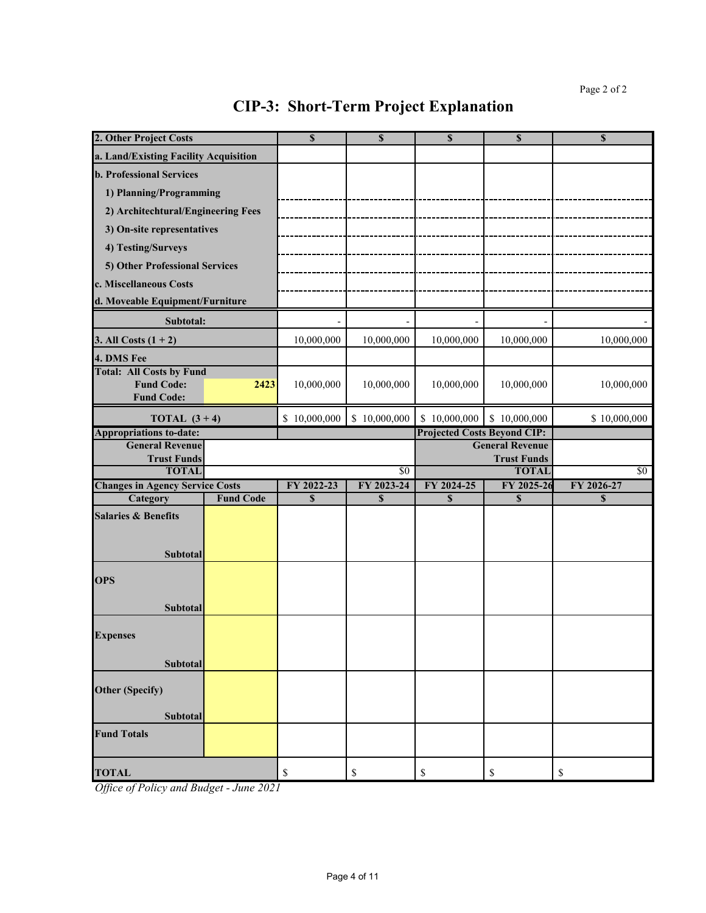# CIP-3: Short-Term Project Explanation

| 2. Other Project Costs | | $ | $ | $ | $ | $ |
|---|---|---|---|---|---|---|
| a. Land/Existing Facility Acquisition | | | | | | |
| b. Professional Services | | | | | | |
| 1) Planning/Programming | | | | | | |
| 2) Architechtural/Engineering Fees | | | | | | |
| 3) On-site representatives | | | | | | |
| 4) Testing/Surveys | | | | | | |
| 5) Other Professional Services | | | | | | |
| c. Miscellaneous Costs | | | | | | |
| d. Moveable Equipment/Furniture | | | | | | |
| Subtotal: | | - | - | - | - | - |
| 3. All Costs (1 + 2) | | 10,000,000 | 10,000,000 | 10,000,000 | 10,000,000 | 10,000,000 |
| 4. DMS Fee | | | | | | |
| Total: All Costs by Fund Fund Code: | 2423 | 10,000,000 | 10,000,000 | 10,000,000 | 10,000,000 | 10,000,000 |
| Fund Code: | | | | | | |
| TOTAL (3 + 4) | | $ 10,000,000 | $ 10,000,000 | $ 10,000,000 | $ 10,000,000 | $ 10,000,000 |

| Appropriations to-date: | | Projected Costs Beyond CIP: | |
|---|---|---|---|
| General Revenue | | General Revenue | |
| Trust Funds | | Trust Funds | |
| TOTAL | $0 | TOTAL | $0 |

| Changes in Agency Service Costs | | FY 2022-23 | FY 2023-24 | FY 2024-25 | FY 2025-26 | FY 2026-27 |
|---|---|---|---|---|---|---|
| Category | Fund Code | $ | $ | $ | $ | $ |
| Salaries & Benefits | | | | | | |
| Subtotal | | | | | | |
| OPS | | | | | | |
| Subtotal | | | | | | |
| Expenses | | | | | | |
| Subtotal | | | | | | |
| Other (Specify) | | | | | | |
| Subtotal | | | | | | |
| Fund Totals | | | | | | |
| TOTAL | | $ | $ | $ | $ | $ |

*Office of Policy and Budget - June 2021*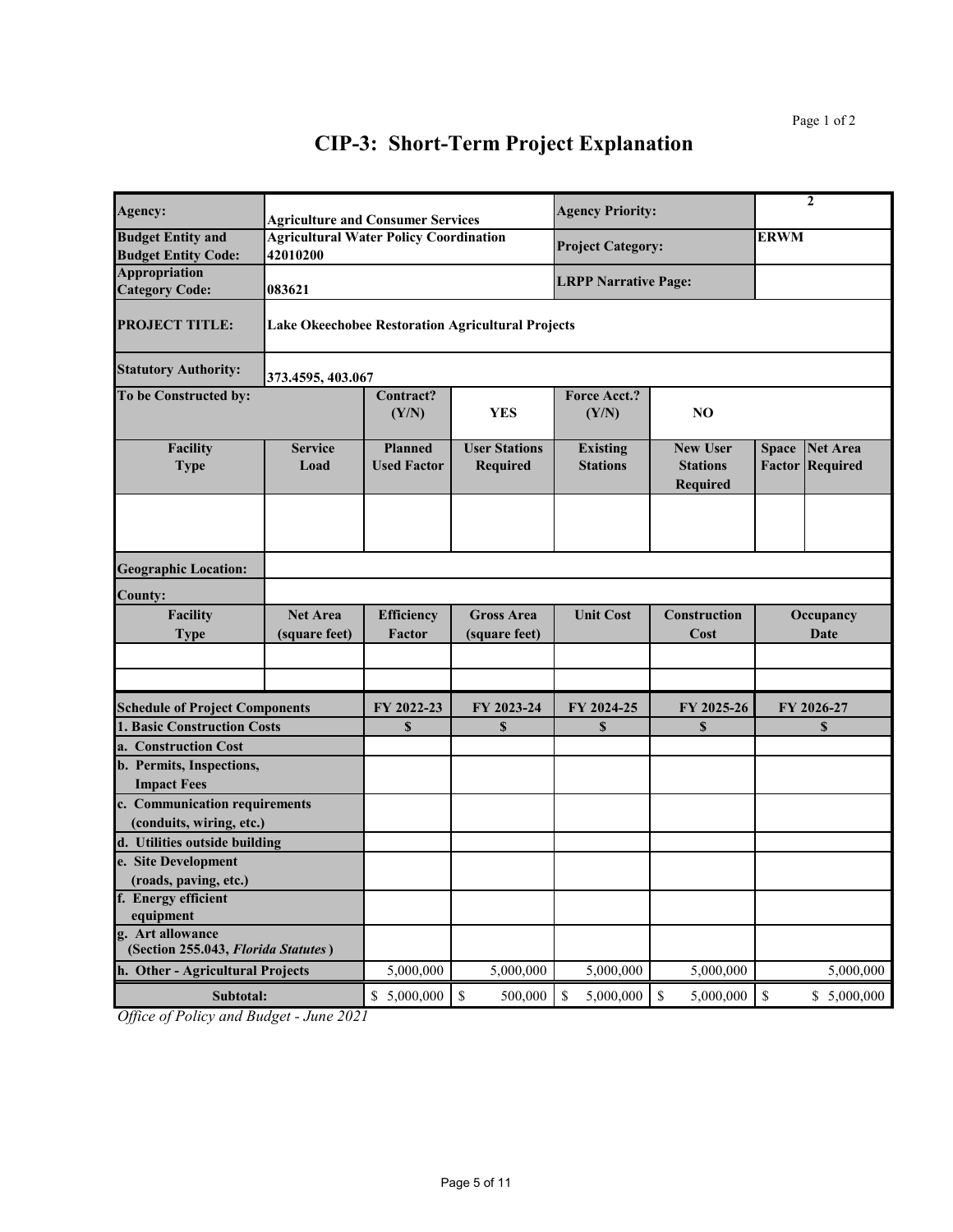# CIP-3: Short-Term Project Explanation

| Agency: | Agriculture and Consumer Services | | | Agency Priority: | | 2 | |
|---|---|---|---|---|---|---|---|
| Budget Entity and Budget Entity Code: | Agricultural Water Policy Coordination 42010200 | | | Project Category: | | ERWM | |
| Appropriation Category Code: | 083621 | | | LRPP Narrative Page: | | | |
| PROJECT TITLE: | Lake Okeechobee Restoration Agricultural Projects | | | | | | |
| Statutory Authority: | 373.4595, 403.067 | | | | | | |
| To be Constructed by: | | Contract? (Y/N) | YES | Force Acct.? (Y/N) | NO | | |
| Facility Type | Service Load | Planned Used Factor | User Stations Required | Existing Stations | New User Stations Required | Space Factor | Net Area Required |
| | | | | | | | |
| Geographic Location: | | | | | | | |
| County: | | | | | | | |
| Facility Type | Net Area (square feet) | Efficiency Factor | Gross Area (square feet) | Unit Cost | Construction Cost | Occupancy Date | |
| | | | | | | | |
| | | | | | | | |

| Schedule of Project Components | FY 2022-23 | FY 2023-24 | FY 2024-25 | FY 2025-26 | FY 2026-27 |
|---|---|---|---|---|---|
| 1. Basic Construction Costs | $ | $ | $ | $ | $ |
| a. Construction Cost | | | | | |
| b. Permits, Inspections, Impact Fees | | | | | |
| c. Communication requirements (conduits, wiring, etc.) | | | | | |
| d. Utilities outside building | | | | | |
| e. Site Development (roads, paving, etc.) | | | | | |
| f. Energy efficient equipment | | | | | |
| g. Art allowance (Section 255.043, *Florida Statutes*) | | | | | |
| h. Other - Agricultural Projects | 5,000,000 | 5,000,000 | 5,000,000 | 5,000,000 | 5,000,000 |
| Subtotal: | $ 5,000,000 | $ 500,000 | $ 5,000,000 | $ 5,000,000 | $ $ 5,000,000 |

*Office of Policy and Budget - June 2021*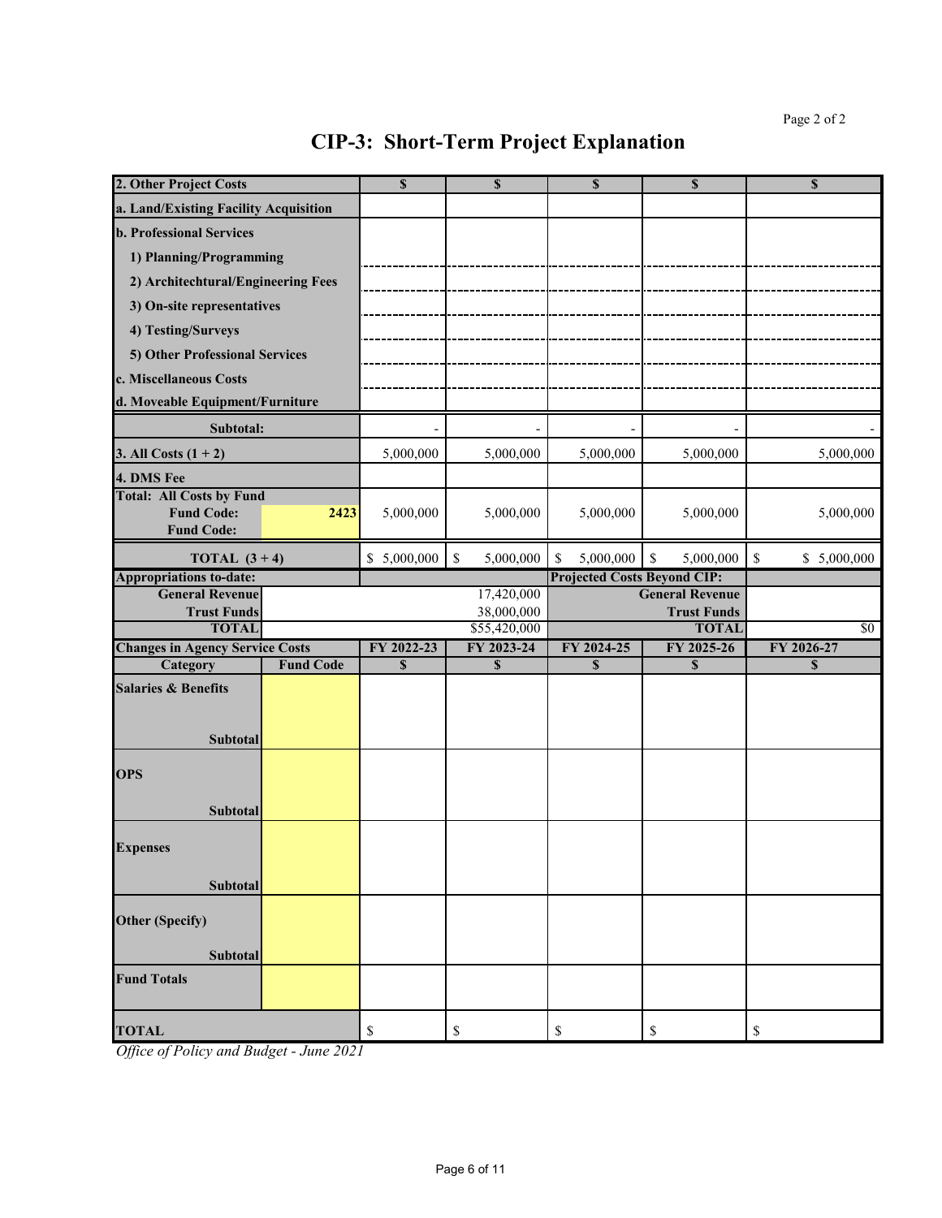# CIP-3: Short-Term Project Explanation

| 2. Other Project Costs | | $ | $ | $ | $ | $ |
|---|---|---|---|---|---|---|
| a. Land/Existing Facility Acquisition | | | | | | |
| b. Professional Services | | | | | | |
| 1) Planning/Programming | | | | | | |
| 2) Architechtural/Engineering Fees | | | | | | |
| 3) On-site representatives | | | | | | |
| 4) Testing/Surveys | | | | | | |
| 5) Other Professional Services | | | | | | |
| c. Miscellaneous Costs | | | | | | |
| d. Moveable Equipment/Furniture | | | | | | |
| Subtotal: | | - | - | - | - | - |
| 3. All Costs (1 + 2) | | 5,000,000 | 5,000,000 | 5,000,000 | 5,000,000 | 5,000,000 |
| 4. DMS Fee | | | | | | |
| Total: All Costs by Fund | | | | | | |
| Fund Code: | 2423 | 5,000,000 | 5,000,000 | 5,000,000 | 5,000,000 | 5,000,000 |
| Fund Code: | | | | | | |
| TOTAL (3 + 4) | | $ 5,000,000 | $ 5,000,000 | $ 5,000,000 | $ 5,000,000 | $ $ 5,000,000 |

| Appropriations to-date: | | Projected Costs Beyond CIP: | |
|---|---|---|---|
| General Revenue | 17,420,000 | General Revenue | |
| Trust Funds | 38,000,000 | Trust Funds | |
| TOTAL | $55,420,000 | TOTAL | $0 |

| Changes in Agency Service Costs | | FY 2022-23 | FY 2023-24 | FY 2024-25 | FY 2025-26 | FY 2026-27 |
|---|---|---|---|---|---|---|
| Category | Fund Code | $ | $ | $ | $ | $ |
| Salaries & Benefits | | | | | | |
| Subtotal | | | | | | |
| OPS | | | | | | |
| Subtotal | | | | | | |
| Expenses | | | | | | |
| Subtotal | | | | | | |
| Other (Specify) | | | | | | |
| Subtotal | | | | | | |
| Fund Totals | | | | | | |
| TOTAL | | $ | $ | $ | $ | $ |

*Office of Policy and Budget - June 2021*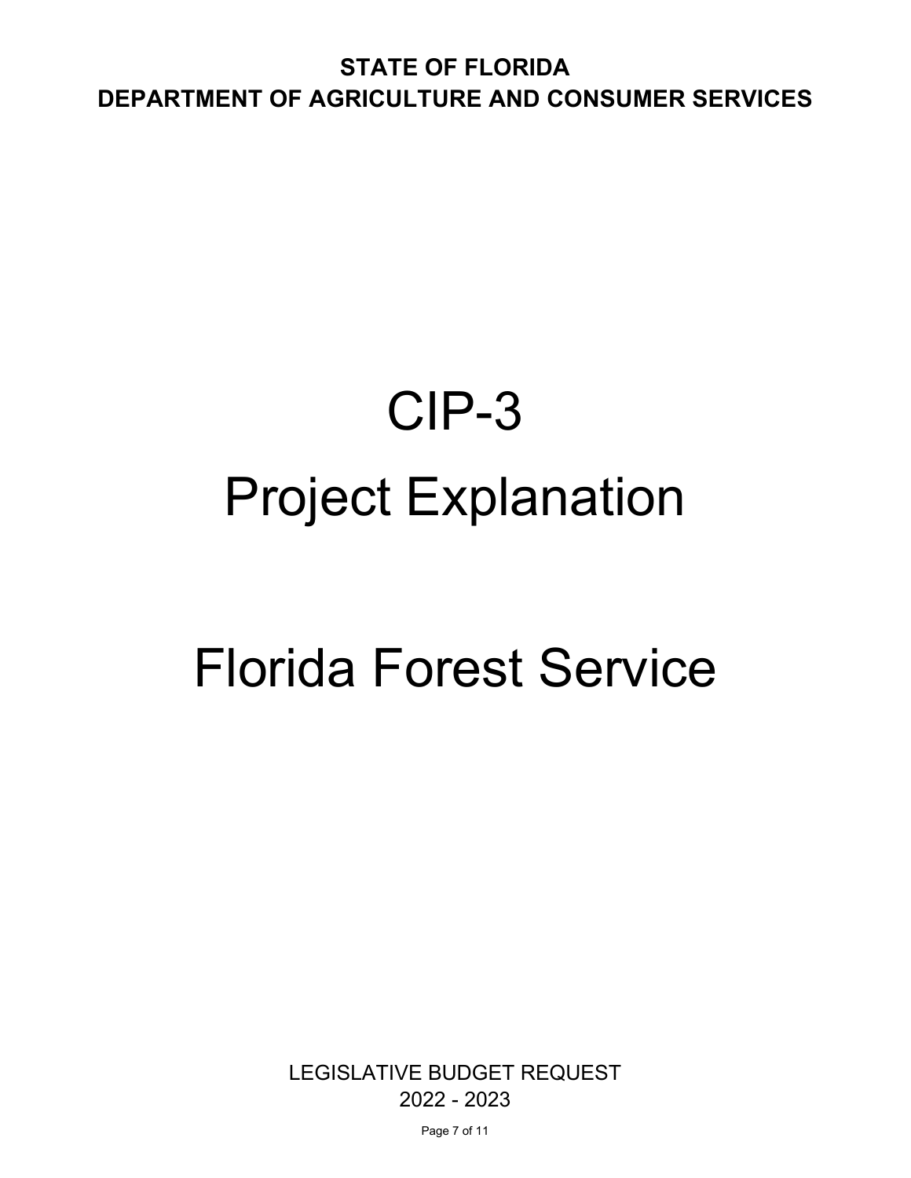**STATE OF FLORIDA**
**DEPARTMENT OF AGRICULTURE AND CONSUMER SERVICES**

# CIP-3
# Project Explanation

# Florida Forest Service

LEGISLATIVE BUDGET REQUEST
2022 - 2023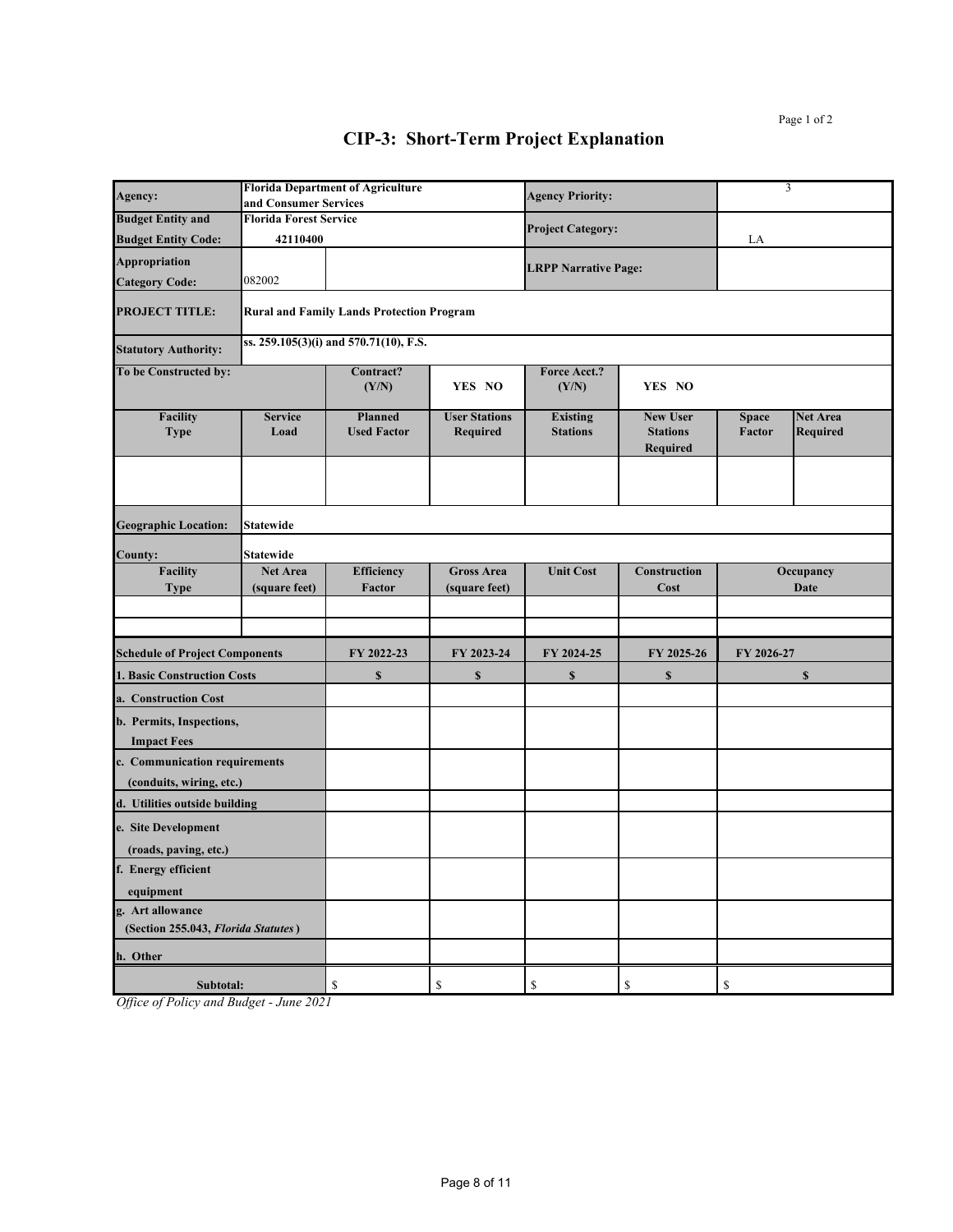# CIP-3: Short-Term Project Explanation

| | | | | | | | |
|---|---|---|---|---|---|---|---|
| **Agency:** | **Florida Department of Agriculture and Consumer Services** | | | **Agency Priority:** | | 3 | |
| **Budget Entity and Budget Entity Code:** | **Florida Forest Service 42110400** | | | **Project Category:** | | LA | |
| **Appropriation Category Code:** | 082002 | | | **LRPP Narrative Page:** | | | |
| **PROJECT TITLE:** | **Rural and Family Lands Protection Program** | | | | | | |
| **Statutory Authority:** | **ss. 259.105(3)(i) and 570.71(10), F.S.** | | | | | | |
| **To be Constructed by:** | | **Contract? (Y/N)** | **YES NO** | **Force Acct.? (Y/N)** | **YES NO** | | |
| **Facility Type** | **Service Load** | **Planned Used Factor** | **User Stations Required** | **Existing Stations** | **New User Stations Required** | **Space Factor** | **Net Area Required** |
| | | | | | | | |
| **Geographic Location:** | **Statewide** | | | | | | |
| **County:** | **Statewide** | | | | | | |
| **Facility Type** | **Net Area (square feet)** | **Efficiency Factor** | **Gross Area (square feet)** | **Unit Cost** | **Construction Cost** | **Occupancy Date** | |
| | | | | | | | |
| | | | | | | | |

| Schedule of Project Components | FY 2022-23 | FY 2023-24 | FY 2024-25 | FY 2025-26 | FY 2026-27 |
|---|---|---|---|---|---|
| **1. Basic Construction Costs** | **$** | **$** | **$** | **$** | **$** |
| **a. Construction Cost** | | | | | |
| **b. Permits, Inspections, Impact Fees** | | | | | |
| **c. Communication requirements (conduits, wiring, etc.)** | | | | | |
| **d. Utilities outside building** | | | | | |
| **e. Site Development (roads, paving, etc.)** | | | | | |
| **f. Energy efficient equipment** | | | | | |
| **g. Art allowance (Section 255.043, *Florida Statutes*)** | | | | | |
| **h. Other** | | | | | |
| **Subtotal:** | $ | $ | $ | $ | $ |

*Office of Policy and Budget - June 2021*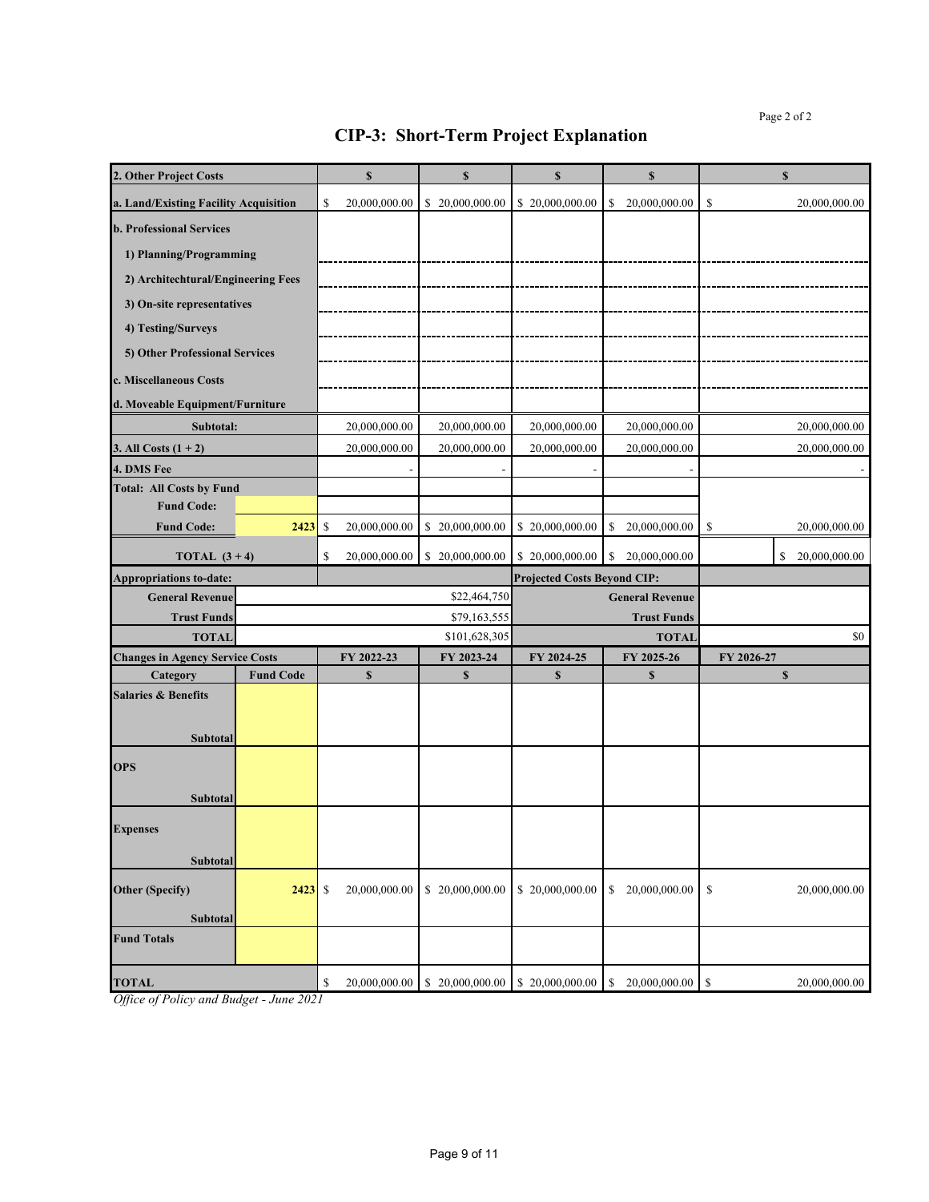# CIP-3: Short-Term Project Explanation

| 2. Other Project Costs | | $ | $ | $ | $ | $ |
|---|---|---|---|---|---|---|
| a. Land/Existing Facility Acquisition | | $ 20,000,000.00 | $ 20,000,000.00 | $ 20,000,000.00 | $ 20,000,000.00 | $ 20,000,000.00 |
| b. Professional Services | | | | | | |
| 1) Planning/Programming | | | | | | |
| 2) Architechtural/Engineering Fees | | | | | | |
| 3) On-site representatives | | | | | | |
| 4) Testing/Surveys | | | | | | |
| 5) Other Professional Services | | | | | | |
| c. Miscellaneous Costs | | | | | | |
| d. Moveable Equipment/Furniture | | | | | | |
| Subtotal: | | 20,000,000.00 | 20,000,000.00 | 20,000,000.00 | 20,000,000.00 | 20,000,000.00 |
| 3. All Costs (1 + 2) | | 20,000,000.00 | 20,000,000.00 | 20,000,000.00 | 20,000,000.00 | 20,000,000.00 |
| 4. DMS Fee | | - | - | - | - | - |
| Total: All Costs by Fund | | | | | | |
| Fund Code: | | | | | | |
| Fund Code: | 2423 | $ 20,000,000.00 | $ 20,000,000.00 | $ 20,000,000.00 | $ 20,000,000.00 | $ 20,000,000.00 |
| TOTAL (3 + 4) | | $ 20,000,000.00 | $ 20,000,000.00 | $ 20,000,000.00 | $ 20,000,000.00 | $ 20,000,000.00 |

| Appropriations to-date: | | Projected Costs Beyond CIP: | |
|---|---|---|---|
| General Revenue | $22,464,750 | General Revenue | |
| Trust Funds | $79,163,555 | Trust Funds | |
| TOTAL | $101,628,305 | TOTAL | $0 |

| Changes in Agency Service Costs | | FY 2022-23 | FY 2023-24 | FY 2024-25 | FY 2025-26 | FY 2026-27 |
|---|---|---|---|---|---|---|
| Category | Fund Code | $ | $ | $ | $ | $ |
| Salaries & Benefits | | | | | | |
| Subtotal | | | | | | |
| OPS | | | | | | |
| Subtotal | | | | | | |
| Expenses | | | | | | |
| Subtotal | | | | | | |
| Other (Specify) | 2423 | $ 20,000,000.00 | $ 20,000,000.00 | $ 20,000,000.00 | $ 20,000,000.00 | $ 20,000,000.00 |
| Subtotal | | | | | | |
| Fund Totals | | | | | | |
| TOTAL | | $ 20,000,000.00 | $ 20,000,000.00 | $ 20,000,000.00 | $ 20,000,000.00 | $ 20,000,000.00 |

*Office of Policy and Budget - June 2021*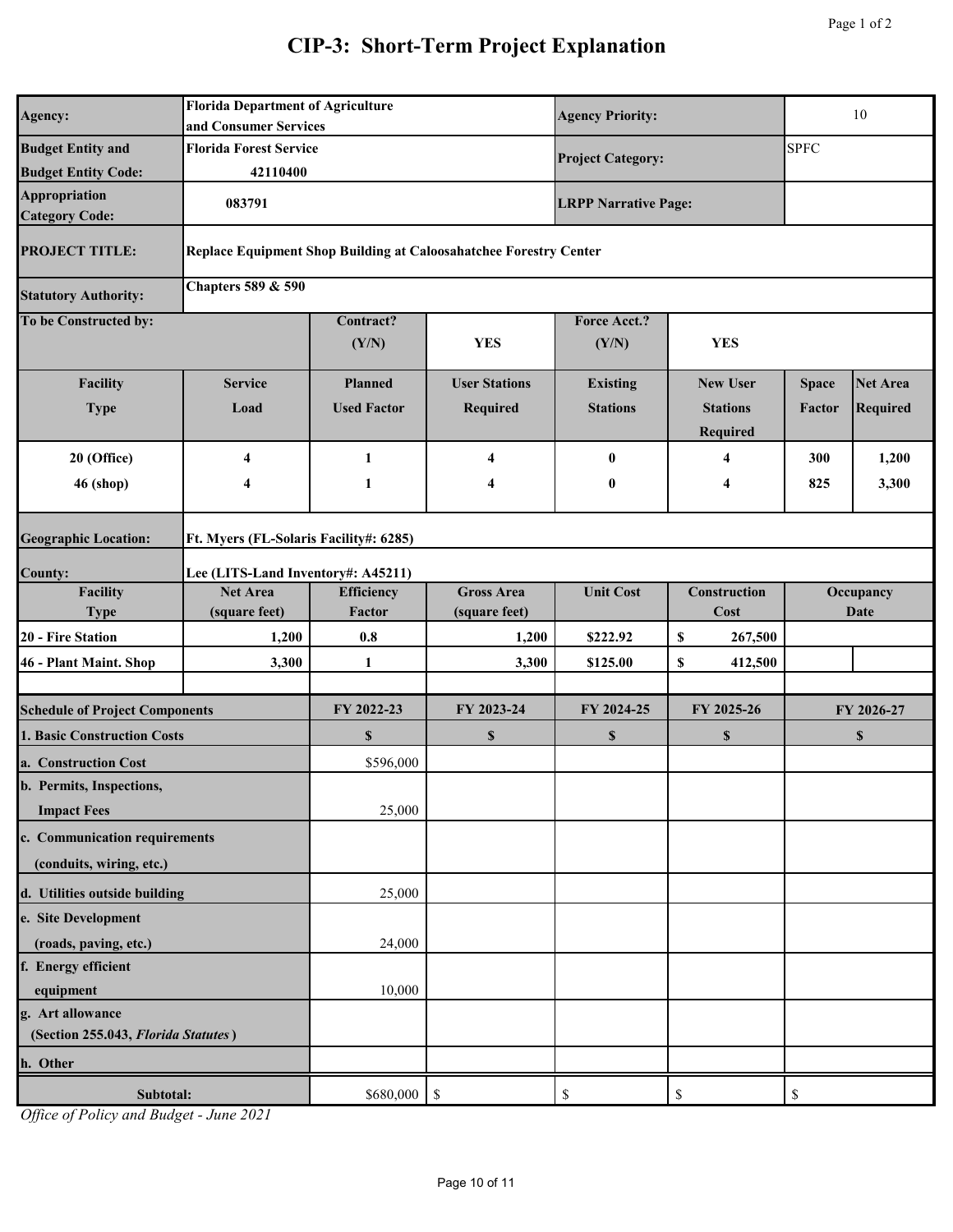# CIP-3: Short-Term Project Explanation

| | | | |
|---|---|---|---|
| **Agency:** | **Florida Department of Agriculture and Consumer Services** | **Agency Priority:** | 10 |
| **Budget Entity and Budget Entity Code:** | **Florida Forest Service** **42110400** | **Project Category:** | SPFC |
| **Appropriation Category Code:** | **083791** | **LRPP Narrative Page:** | |
| **PROJECT TITLE:** | **Replace Equipment Shop Building at Caloosahatchee Forestry Center** | | |
| **Statutory Authority:** | **Chapters 589 & 590** | | |

| **To be Constructed by:** | **Contract? (Y/N)** | **YES** | **Force Acct.? (Y/N)** | **YES** |
|---|---|---|---|---|

| Facility Type | Service Load | Planned Used Factor | User Stations Required | Existing Stations | New User Stations Required | Space Factor | Net Area Required |
|---|---|---|---|---|---|---|---|
| **20 (Office)** | **4** | **1** | **4** | **0** | **4** | **300** | **1,200** |
| **46 (shop)** | **4** | **1** | **4** | **0** | **4** | **825** | **3,300** |

**Geographic Location:** Ft. Myers (FL-Solaris Facility#: 6285)

**County:** Lee (LITS-Land Inventory#: A45211)

| Facility Type | Net Area (square feet) | Efficiency Factor | Gross Area (square feet) | Unit Cost | Construction Cost | Occupancy Date |
|---|---|---|---|---|---|---|
| **20 - Fire Station** | **1,200** | **0.8** | **1,200** | **$222.92** | **$ 267,500** | |
| **46 - Plant Maint. Shop** | **3,300** | **1** | **3,300** | **$125.00** | **$ 412,500** | |
| | | | | | | |

| **Schedule of Project Components** | **FY 2022-23** | **FY 2023-24** | **FY 2024-25** | **FY 2025-26** | **FY 2026-27** |
|---|---|---|---|---|---|
| **1. Basic Construction Costs** | **$** | **$** | **$** | **$** | **$** |
| **a. Construction Cost** | $596,000 | | | | |
| **b. Permits, Inspections, Impact Fees** | 25,000 | | | | |
| **c. Communication requirements (conduits, wiring, etc.)** | | | | | |
| **d. Utilities outside building** | 25,000 | | | | |
| **e. Site Development (roads, paving, etc.)** | 24,000 | | | | |
| **f. Energy efficient equipment** | 10,000 | | | | |
| **g. Art allowance (Section 255.043, *Florida Statutes*)** | | | | | |
| **h. Other** | | | | | |
| **Subtotal:** | $680,000 | $ | $ | $ | $ |

*Office of Policy and Budget - June 2021*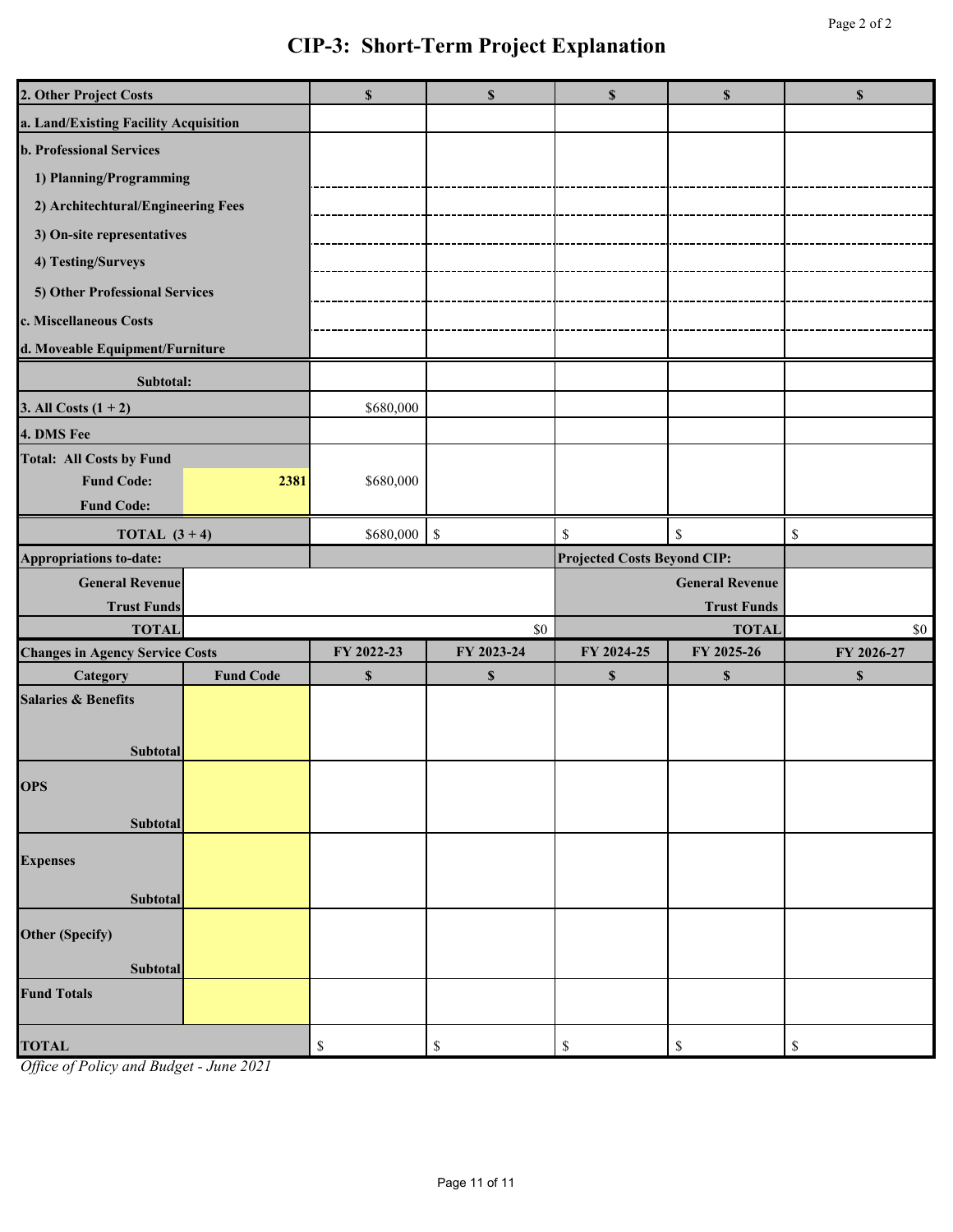# CIP-3: Short-Term Project Explanation

| 2. Other Project Costs | | $ | $ | $ | $ | $ |
|---|---|---|---|---|---|---|
| a. Land/Existing Facility Acquisition | | | | | | |
| b. Professional Services | | | | | | |
| 1) Planning/Programming | | | | | | |
| 2) Architechtural/Engineering Fees | | | | | | |
| 3) On-site representatives | | | | | | |
| 4) Testing/Surveys | | | | | | |
| 5) Other Professional Services | | | | | | |
| c. Miscellaneous Costs | | | | | | |
| d. Moveable Equipment/Furniture | | | | | | |
| Subtotal: | | | | | | |
| 3. All Costs (1 + 2) | | $680,000 | | | | |
| 4. DMS Fee | | | | | | |
| Total: All Costs by Fund | | | | | | |
| Fund Code: | 2381 | $680,000 | | | | |
| Fund Code: | | | | | | |
| TOTAL (3 + 4) | | $680,000 | $ | $ | $ | $ |
| Appropriations to-date: | | | | Projected Costs Beyond CIP: | | |
| General Revenue | | | | | General Revenue | |
| Trust Funds | | | | | Trust Funds | |
| TOTAL | | | $0 | | TOTAL | $0 |
| Changes in Agency Service Costs | | FY 2022-23 | FY 2023-24 | FY 2024-25 | FY 2025-26 | FY 2026-27 |
| Category | Fund Code | $ | $ | $ | $ | $ |
| Salaries & Benefits | | | | | | |
| Subtotal | | | | | | |
| OPS | | | | | | |
| Subtotal | | | | | | |
| Expenses | | | | | | |
| Subtotal | | | | | | |
| Other (Specify) | | | | | | |
| Subtotal | | | | | | |
| Fund Totals | | | | | | |
| TOTAL | | $ | $ | $ | $ | $ |

*Office of Policy and Budget - June 2021*